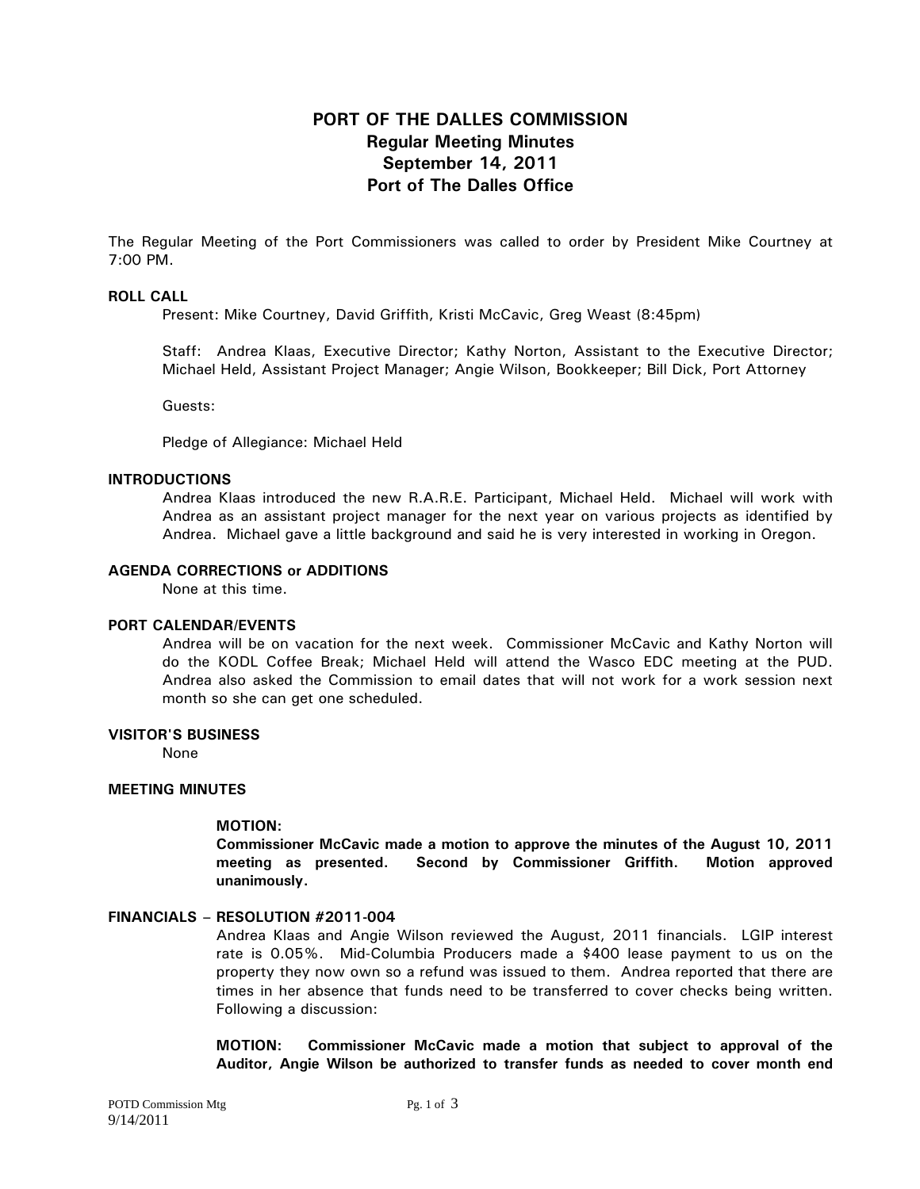# PORT OF THE DALLES COMMISSION
## Regular Meeting Minutes
## September 14, 2011
## Port of The Dalles Office

The Regular Meeting of the Port Commissioners was called to order by President Mike Courtney at 7:00 PM.

**ROLL CALL**

Present: Mike Courtney, David Griffith, Kristi McCavic, Greg Weast (8:45pm)

Staff: Andrea Klaas, Executive Director; Kathy Norton, Assistant to the Executive Director; Michael Held, Assistant Project Manager; Angie Wilson, Bookkeeper; Bill Dick, Port Attorney

Guests:

Pledge of Allegiance: Michael Held

**INTRODUCTIONS**

Andrea Klaas introduced the new R.A.R.E. Participant, Michael Held. Michael will work with Andrea as an assistant project manager for the next year on various projects as identified by Andrea. Michael gave a little background and said he is very interested in working in Oregon.

**AGENDA CORRECTIONS or ADDITIONS**

None at this time.

**PORT CALENDAR/EVENTS**

Andrea will be on vacation for the next week. Commissioner McCavic and Kathy Norton will do the KODL Coffee Break; Michael Held will attend the Wasco EDC meeting at the PUD. Andrea also asked the Commission to email dates that will not work for a work session next month so she can get one scheduled.

**VISITOR'S BUSINESS**

None

**MEETING MINUTES**

**MOTION:**
**Commissioner McCavic made a motion to approve the minutes of the August 10, 2011 meeting as presented. Second by Commissioner Griffith. Motion approved unanimously.**

**FINANCIALS – RESOLUTION #2011-004**

Andrea Klaas and Angie Wilson reviewed the August, 2011 financials. LGIP interest rate is 0.05%. Mid-Columbia Producers made a $400 lease payment to us on the property they now own so a refund was issued to them. Andrea reported that there are times in her absence that funds need to be transferred to cover checks being written. Following a discussion:

**MOTION: Commissioner McCavic made a motion that subject to approval of the Auditor, Angie Wilson be authorized to transfer funds as needed to cover month end**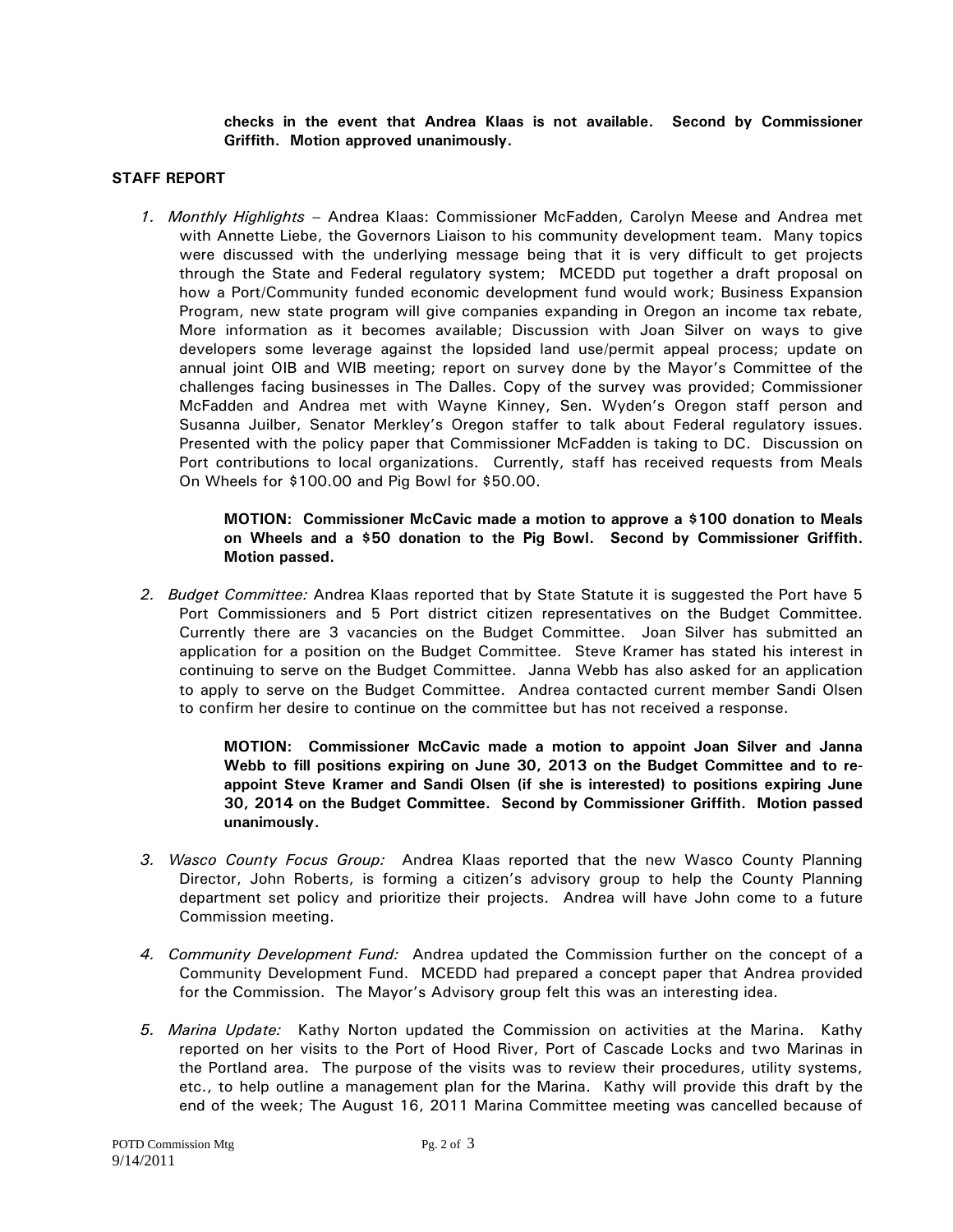**checks in the event that Andrea Klaas is not available. Second by Commissioner Griffith. Motion approved unanimously.**

**STAFF REPORT**

1. *Monthly Highlights* – Andrea Klaas: Commissioner McFadden, Carolyn Meese and Andrea met with Annette Liebe, the Governors Liaison to his community development team. Many topics were discussed with the underlying message being that it is very difficult to get projects through the State and Federal regulatory system; MCEDD put together a draft proposal on how a Port/Community funded economic development fund would work; Business Expansion Program, new state program will give companies expanding in Oregon an income tax rebate, More information as it becomes available; Discussion with Joan Silver on ways to give developers some leverage against the lopsided land use/permit appeal process; update on annual joint OIB and WIB meeting; report on survey done by the Mayor's Committee of the challenges facing businesses in The Dalles. Copy of the survey was provided; Commissioner McFadden and Andrea met with Wayne Kinney, Sen. Wyden's Oregon staff person and Susanna Juilber, Senator Merkley's Oregon staffer to talk about Federal regulatory issues. Presented with the policy paper that Commissioner McFadden is taking to DC. Discussion on Port contributions to local organizations. Currently, staff has received requests from Meals On Wheels for $100.00 and Pig Bowl for $50.00.

   **MOTION: Commissioner McCavic made a motion to approve a $100 donation to Meals on Wheels and a $50 donation to the Pig Bowl. Second by Commissioner Griffith. Motion passed.**

2. *Budget Committee:* Andrea Klaas reported that by State Statute it is suggested the Port have 5 Port Commissioners and 5 Port district citizen representatives on the Budget Committee. Currently there are 3 vacancies on the Budget Committee. Joan Silver has submitted an application for a position on the Budget Committee. Steve Kramer has stated his interest in continuing to serve on the Budget Committee. Janna Webb has also asked for an application to apply to serve on the Budget Committee. Andrea contacted current member Sandi Olsen to confirm her desire to continue on the committee but has not received a response.

   **MOTION: Commissioner McCavic made a motion to appoint Joan Silver and Janna Webb to fill positions expiring on June 30, 2013 on the Budget Committee and to re-appoint Steve Kramer and Sandi Olsen (if she is interested) to positions expiring June 30, 2014 on the Budget Committee. Second by Commissioner Griffith. Motion passed unanimously.**

3. *Wasco County Focus Group:* Andrea Klaas reported that the new Wasco County Planning Director, John Roberts, is forming a citizen's advisory group to help the County Planning department set policy and prioritize their projects. Andrea will have John come to a future Commission meeting.

4. *Community Development Fund:* Andrea updated the Commission further on the concept of a Community Development Fund. MCEDD had prepared a concept paper that Andrea provided for the Commission. The Mayor's Advisory group felt this was an interesting idea.

5. *Marina Update:* Kathy Norton updated the Commission on activities at the Marina. Kathy reported on her visits to the Port of Hood River, Port of Cascade Locks and two Marinas in the Portland area. The purpose of the visits was to review their procedures, utility systems, etc., to help outline a management plan for the Marina. Kathy will provide this draft by the end of the week; The August 16, 2011 Marina Committee meeting was cancelled because of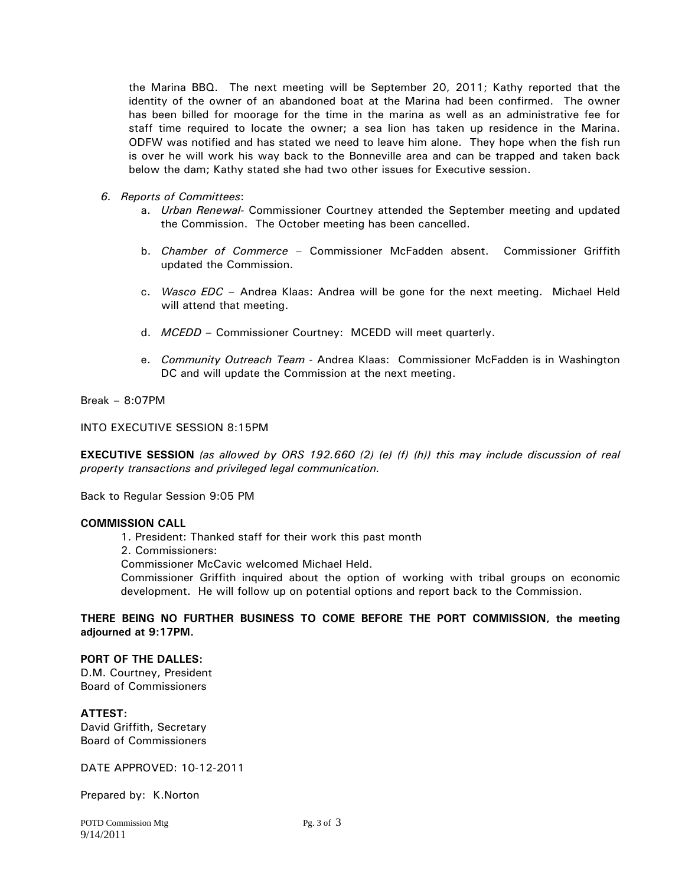the Marina BBQ. The next meeting will be September 20, 2011; Kathy reported that the identity of the owner of an abandoned boat at the Marina had been confirmed. The owner has been billed for moorage for the time in the marina as well as an administrative fee for staff time required to locate the owner; a sea lion has taken up residence in the Marina. ODFW was notified and has stated we need to leave him alone. They hope when the fish run is over he will work his way back to the Bonneville area and can be trapped and taken back below the dam; Kathy stated she had two other issues for Executive session.

6. *Reports of Committees*:
   a. *Urban Renewal*- Commissioner Courtney attended the September meeting and updated the Commission. The October meeting has been cancelled.

   b. *Chamber of Commerce* – Commissioner McFadden absent. Commissioner Griffith updated the Commission.

   c. *Wasco EDC* – Andrea Klaas: Andrea will be gone for the next meeting. Michael Held will attend that meeting.

   d. *MCEDD* – Commissioner Courtney: MCEDD will meet quarterly.

   e. *Community Outreach Team* - Andrea Klaas: Commissioner McFadden is in Washington DC and will update the Commission at the next meeting.

Break – 8:07PM

INTO EXECUTIVE SESSION 8:15PM

**EXECUTIVE SESSION** *(as allowed by ORS 192.660 (2) (e) (f) (h)) this may include discussion of real property transactions and privileged legal communication.*

Back to Regular Session 9:05 PM

**COMMISSION CALL**

1. President: Thanked staff for their work this past month
2. Commissioners:

Commissioner McCavic welcomed Michael Held.

Commissioner Griffith inquired about the option of working with tribal groups on economic development. He will follow up on potential options and report back to the Commission.

**THERE BEING NO FURTHER BUSINESS TO COME BEFORE THE PORT COMMISSION, the meeting adjourned at 9:17PM.**

**PORT OF THE DALLES:**
D.M. Courtney, President
Board of Commissioners

**ATTEST:**
David Griffith, Secretary
Board of Commissioners

DATE APPROVED: 10-12-2011

Prepared by: K.Norton